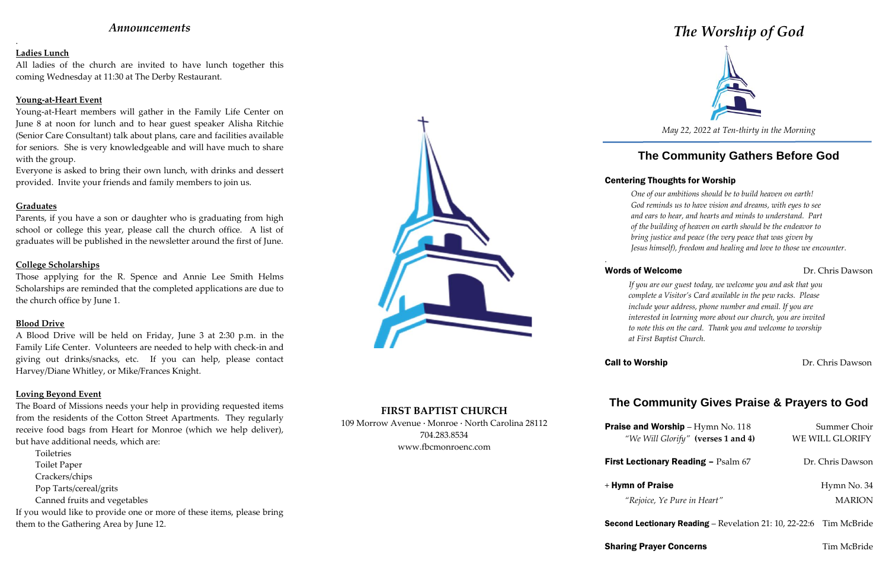## *Announcements*

**Ladies Lunch**

All ladies of the church are invited to have lunch together this coming Wednesday at 11:30 at The Derby Restaurant.

**Young-at-Heart Event**

Young-at-Heart members will gather in the Family Life Center on June 8 at noon for lunch and to hear guest speaker Alisha Ritchie (Senior Care Consultant) talk about plans, care and facilities available for seniors. She is very knowledgeable and will have much to share with the group.

Everyone is asked to bring their own lunch, with drinks and dessert provided. Invite your friends and family members to join us.

**Graduates**

Parents, if you have a son or daughter who is graduating from high school or college this year, please call the church office. A list of graduates will be published in the newsletter around the first of June.

**College Scholarships**

Those applying for the R. Spence and Annie Lee Smith Helms Scholarships are reminded that the completed applications are due to the church office by June 1.

**Blood Drive**

A Blood Drive will be held on Friday, June 3 at 2:30 p.m. in the Family Life Center. Volunteers are needed to help with check-in and giving out drinks/snacks, etc. If you can help, please contact Harvey/Diane Whitley, or Mike/Frances Knight.

**Loving Beyond Event**

The Board of Missions needs your help in providing requested items from the residents of the Cotton Street Apartments. They regularly receive food bags from Heart for Monroe (which we help deliver), but have additional needs, which are:

- Toiletries
- Toilet Paper
- Crackers/chips
- Pop Tarts/cereal/grits
- Canned fruits and vegetables

If you would like to provide one or more of these items, please bring them to the Gathering Area by June 12.

**FIRST BAPTIST CHURCH**

109 Morrow Avenue · Monroe · North Carolina 28112

704.283.8534

www.fbcmonroenc.com

# *The Worship of God*

*May 22, 2022 at Ten-thirty in the Morning*

## The Community Gathers Before God

**Centering Thoughts for Worship**

*One of our ambitions should be to build heaven on earth! God reminds us to have vision and dreams, with eyes to see and ears to hear, and hearts and minds to understand. Part of the building of heaven on earth should be the endeavor to bring justice and peace (the very peace that was given by Jesus himself), freedom and healing and love to those we encounter.*

**Words of Welcome** — Dr. Chris Dawson

*If you are our guest today, we welcome you and ask that you complete a Visitor's Card available in the pew racks. Please include your address, phone number and email. If you are interested in learning more about our church, you are invited to note this on the card. Thank you and welcome to worship at First Baptist Church.*

**Call to Worship** — Dr. Chris Dawson

## The Community Gives Praise & Prayers to God

**Praise and Worship** – Hymn No. 118 — Summer Choir
*"We Will Glorify"* **(verses 1 and 4)** — WE WILL GLORIFY

**First Lectionary Reading** – Psalm 67 — Dr. Chris Dawson

+ **Hymn of Praise** — Hymn No. 34
*"Rejoice, Ye Pure in Heart"* — MARION

**Second Lectionary Reading** – Revelation 21: 10, 22-22:6 — Tim McBride

**Sharing Prayer Concerns** — Tim McBride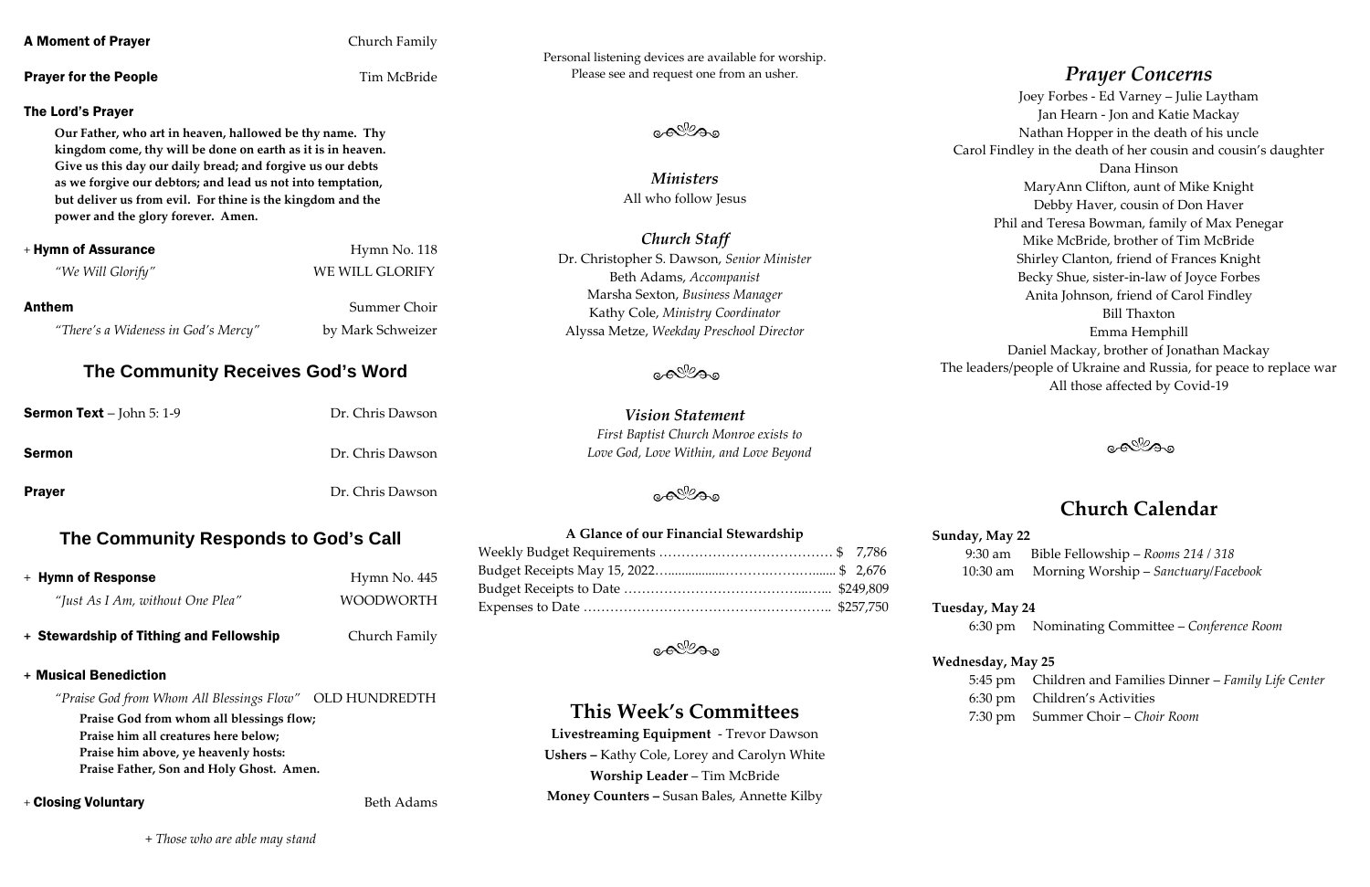**A Moment of Prayer** Church Family

**Prayer for the People** Tim McBride

**The Lord's Prayer**

**Our Father, who art in heaven, hallowed be thy name. Thy kingdom come, thy will be done on earth as it is in heaven. Give us this day our daily bread; and forgive us our debts as we forgive our debtors; and lead us not into temptation, but deliver us from evil. For thine is the kingdom and the power and the glory forever. Amen.**

+ **Hymn of Assurance** Hymn No. 118
*"We Will Glorify"* WE WILL GLORIFY

**Anthem** Summer Choir
*"There's a Wideness in God's Mercy"* by Mark Schweizer

## The Community Receives God's Word

**Sermon Text** – John 5: 1-9 Dr. Chris Dawson

**Sermon** Dr. Chris Dawson

**Prayer** Dr. Chris Dawson

## The Community Responds to God's Call

+ **Hymn of Response** Hymn No. 445
*"Just As I Am, without One Plea"* WOODWORTH

+ **Stewardship of Tithing and Fellowship** Church Family

+ **Musical Benediction**
*"Praise God from Whom All Blessings Flow"* OLD HUNDREDTH

**Praise God from whom all blessings flow;**
**Praise him all creatures here below;**
**Praise him above, ye heavenly hosts:**
**Praise Father, Son and Holy Ghost. Amen.**

+ **Closing Voluntary** Beth Adams

*+ Those who are able may stand*

Personal listening devices are available for worship. Please see and request one from an usher.

### *Ministers*

All who follow Jesus

### *Church Staff*

Dr. Christopher S. Dawson, *Senior Minister*
Beth Adams, *Accompanist*
Marsha Sexton, *Business Manager*
Kathy Cole, *Ministry Coordinator*
Alyssa Metze, *Weekday Preschool Director*

### *Vision Statement*

*First Baptist Church Monroe exists to*
*Love God, Love Within, and Love Beyond*

### A Glance of our Financial Stewardship

| | |
|---|---|
| Weekly Budget Requirements | $ 7,786 |
| Budget Receipts May 15, 2022 | $ 2,676 |
| Budget Receipts to Date | $249,809 |
| Expenses to Date | $257,750 |

## This Week's Committees

**Livestreaming Equipment** - Trevor Dawson
**Ushers –** Kathy Cole, Lorey and Carolyn White
**Worship Leader** – Tim McBride
**Money Counters –** Susan Bales, Annette Kilby

## *Prayer Concerns*

Joey Forbes - Ed Varney – Julie Laytham
Jan Hearn - Jon and Katie Mackay
Nathan Hopper in the death of his uncle
Carol Findley in the death of her cousin and cousin's daughter
Dana Hinson
MaryAnn Clifton, aunt of Mike Knight
Debby Haver, cousin of Don Haver
Phil and Teresa Bowman, family of Max Penegar
Mike McBride, brother of Tim McBride
Shirley Clanton, friend of Frances Knight
Becky Shue, sister-in-law of Joyce Forbes
Anita Johnson, friend of Carol Findley
Bill Thaxton
Emma Hemphill
Daniel Mackay, brother of Jonathan Mackay
The leaders/people of Ukraine and Russia, for peace to replace war
All those affected by Covid-19

## Church Calendar

**Sunday, May 22**
9:30 am Bible Fellowship – *Rooms 214 / 318*
10:30 am Morning Worship – *Sanctuary/Facebook*

**Tuesday, May 24**
6:30 pm Nominating Committee – *Conference Room*

**Wednesday, May 25**
5:45 pm Children and Families Dinner – *Family Life Center*
6:30 pm Children's Activities
7:30 pm Summer Choir – *Choir Room*